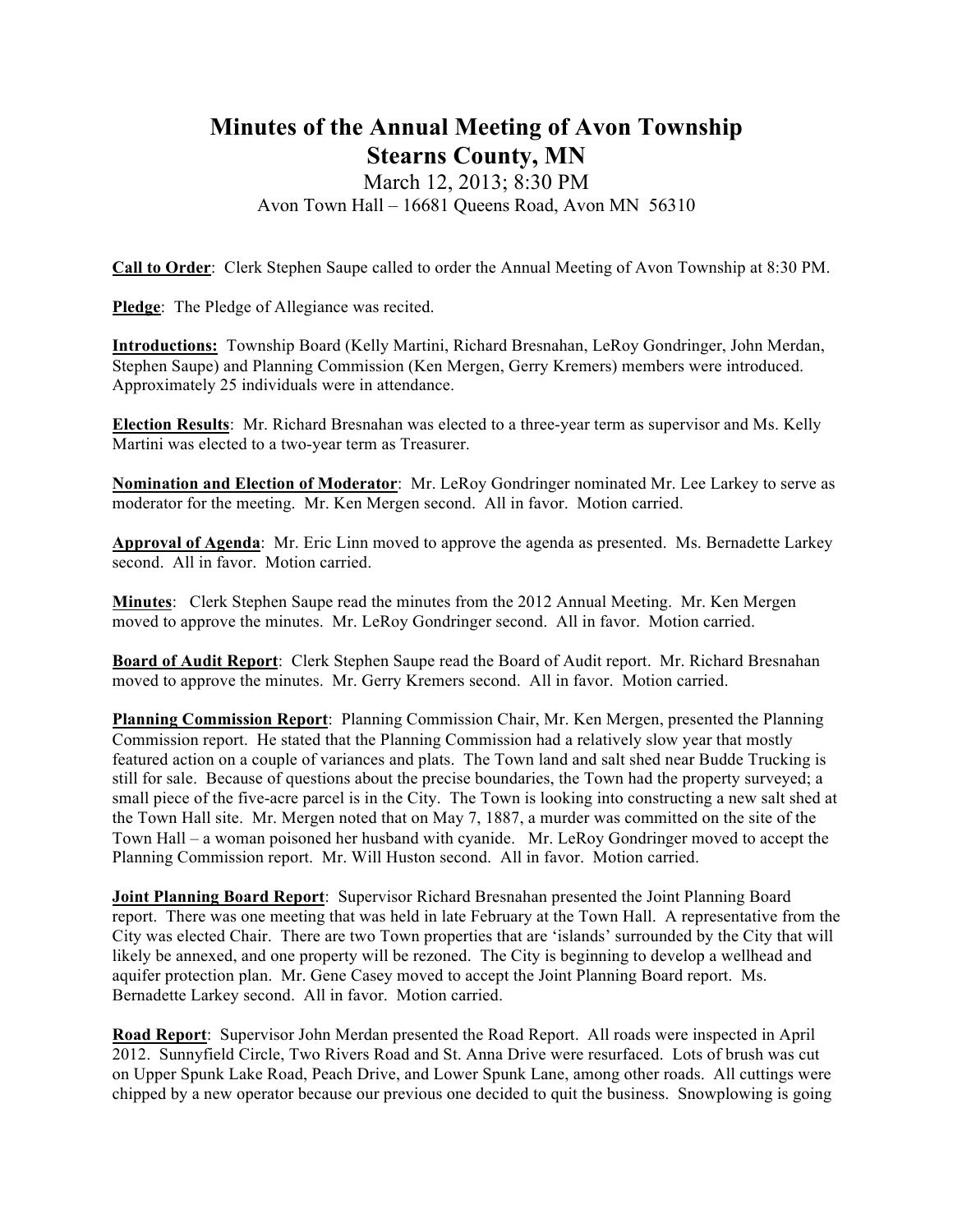# Minutes of the Annual Meeting of Avon Township
# Stearns County, MN

March 12, 2013; 8:30 PM

Avon Town Hall – 16681 Queens Road, Avon MN 56310

**Call to Order**: Clerk Stephen Saupe called to order the Annual Meeting of Avon Township at 8:30 PM.

**Pledge**: The Pledge of Allegiance was recited.

**Introductions:** Township Board (Kelly Martini, Richard Bresnahan, LeRoy Gondringer, John Merdan, Stephen Saupe) and Planning Commission (Ken Mergen, Gerry Kremers) members were introduced. Approximately 25 individuals were in attendance.

**Election Results**: Mr. Richard Bresnahan was elected to a three-year term as supervisor and Ms. Kelly Martini was elected to a two-year term as Treasurer.

**Nomination and Election of Moderator**: Mr. LeRoy Gondringer nominated Mr. Lee Larkey to serve as moderator for the meeting. Mr. Ken Mergen second. All in favor. Motion carried.

**Approval of Agenda**: Mr. Eric Linn moved to approve the agenda as presented. Ms. Bernadette Larkey second. All in favor. Motion carried.

**Minutes**: Clerk Stephen Saupe read the minutes from the 2012 Annual Meeting. Mr. Ken Mergen moved to approve the minutes. Mr. LeRoy Gondringer second. All in favor. Motion carried.

**Board of Audit Report**: Clerk Stephen Saupe read the Board of Audit report. Mr. Richard Bresnahan moved to approve the minutes. Mr. Gerry Kremers second. All in favor. Motion carried.

**Planning Commission Report**: Planning Commission Chair, Mr. Ken Mergen, presented the Planning Commission report. He stated that the Planning Commission had a relatively slow year that mostly featured action on a couple of variances and plats. The Town land and salt shed near Budde Trucking is still for sale. Because of questions about the precise boundaries, the Town had the property surveyed; a small piece of the five-acre parcel is in the City. The Town is looking into constructing a new salt shed at the Town Hall site. Mr. Mergen noted that on May 7, 1887, a murder was committed on the site of the Town Hall – a woman poisoned her husband with cyanide. Mr. LeRoy Gondringer moved to accept the Planning Commission report. Mr. Will Huston second. All in favor. Motion carried.

**Joint Planning Board Report**: Supervisor Richard Bresnahan presented the Joint Planning Board report. There was one meeting that was held in late February at the Town Hall. A representative from the City was elected Chair. There are two Town properties that are 'islands' surrounded by the City that will likely be annexed, and one property will be rezoned. The City is beginning to develop a wellhead and aquifer protection plan. Mr. Gene Casey moved to accept the Joint Planning Board report. Ms. Bernadette Larkey second. All in favor. Motion carried.

**Road Report**: Supervisor John Merdan presented the Road Report. All roads were inspected in April 2012. Sunnyfield Circle, Two Rivers Road and St. Anna Drive were resurfaced. Lots of brush was cut on Upper Spunk Lake Road, Peach Drive, and Lower Spunk Lane, among other roads. All cuttings were chipped by a new operator because our previous one decided to quit the business. Snowplowing is going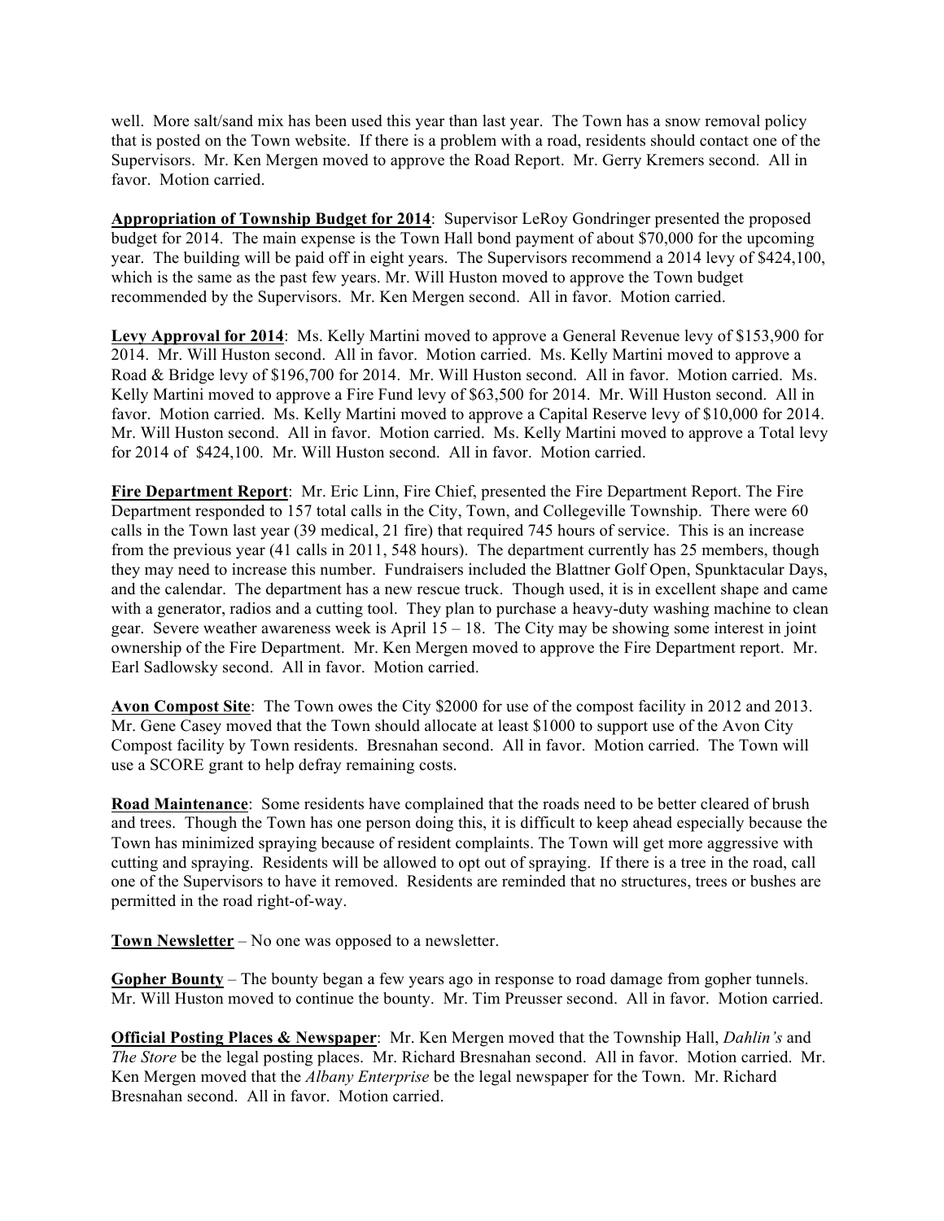well. More salt/sand mix has been used this year than last year. The Town has a snow removal policy that is posted on the Town website. If there is a problem with a road, residents should contact one of the Supervisors. Mr. Ken Mergen moved to approve the Road Report. Mr. Gerry Kremers second. All in favor. Motion carried.

**Appropriation of Township Budget for 2014**: Supervisor LeRoy Gondringer presented the proposed budget for 2014. The main expense is the Town Hall bond payment of about $70,000 for the upcoming year. The building will be paid off in eight years. The Supervisors recommend a 2014 levy of $424,100, which is the same as the past few years. Mr. Will Huston moved to approve the Town budget recommended by the Supervisors. Mr. Ken Mergen second. All in favor. Motion carried.

**Levy Approval for 2014**: Ms. Kelly Martini moved to approve a General Revenue levy of $153,900 for 2014. Mr. Will Huston second. All in favor. Motion carried. Ms. Kelly Martini moved to approve a Road & Bridge levy of $196,700 for 2014. Mr. Will Huston second. All in favor. Motion carried. Ms. Kelly Martini moved to approve a Fire Fund levy of $63,500 for 2014. Mr. Will Huston second. All in favor. Motion carried. Ms. Kelly Martini moved to approve a Capital Reserve levy of $10,000 for 2014. Mr. Will Huston second. All in favor. Motion carried. Ms. Kelly Martini moved to approve a Total levy for 2014 of $424,100. Mr. Will Huston second. All in favor. Motion carried.

**Fire Department Report**: Mr. Eric Linn, Fire Chief, presented the Fire Department Report. The Fire Department responded to 157 total calls in the City, Town, and Collegeville Township. There were 60 calls in the Town last year (39 medical, 21 fire) that required 745 hours of service. This is an increase from the previous year (41 calls in 2011, 548 hours). The department currently has 25 members, though they may need to increase this number. Fundraisers included the Blattner Golf Open, Spunktacular Days, and the calendar. The department has a new rescue truck. Though used, it is in excellent shape and came with a generator, radios and a cutting tool. They plan to purchase a heavy-duty washing machine to clean gear. Severe weather awareness week is April 15 – 18. The City may be showing some interest in joint ownership of the Fire Department. Mr. Ken Mergen moved to approve the Fire Department report. Mr. Earl Sadlowsky second. All in favor. Motion carried.

**Avon Compost Site**: The Town owes the City $2000 for use of the compost facility in 2012 and 2013. Mr. Gene Casey moved that the Town should allocate at least $1000 to support use of the Avon City Compost facility by Town residents. Bresnahan second. All in favor. Motion carried. The Town will use a SCORE grant to help defray remaining costs.

**Road Maintenance**: Some residents have complained that the roads need to be better cleared of brush and trees. Though the Town has one person doing this, it is difficult to keep ahead especially because the Town has minimized spraying because of resident complaints. The Town will get more aggressive with cutting and spraying. Residents will be allowed to opt out of spraying. If there is a tree in the road, call one of the Supervisors to have it removed. Residents are reminded that no structures, trees or bushes are permitted in the road right-of-way.

**Town Newsletter** – No one was opposed to a newsletter.

**Gopher Bounty** – The bounty began a few years ago in response to road damage from gopher tunnels. Mr. Will Huston moved to continue the bounty. Mr. Tim Preusser second. All in favor. Motion carried.

**Official Posting Places & Newspaper**: Mr. Ken Mergen moved that the Township Hall, *Dahlin's* and *The Store* be the legal posting places. Mr. Richard Bresnahan second. All in favor. Motion carried. Mr. Ken Mergen moved that the *Albany Enterprise* be the legal newspaper for the Town. Mr. Richard Bresnahan second. All in favor. Motion carried.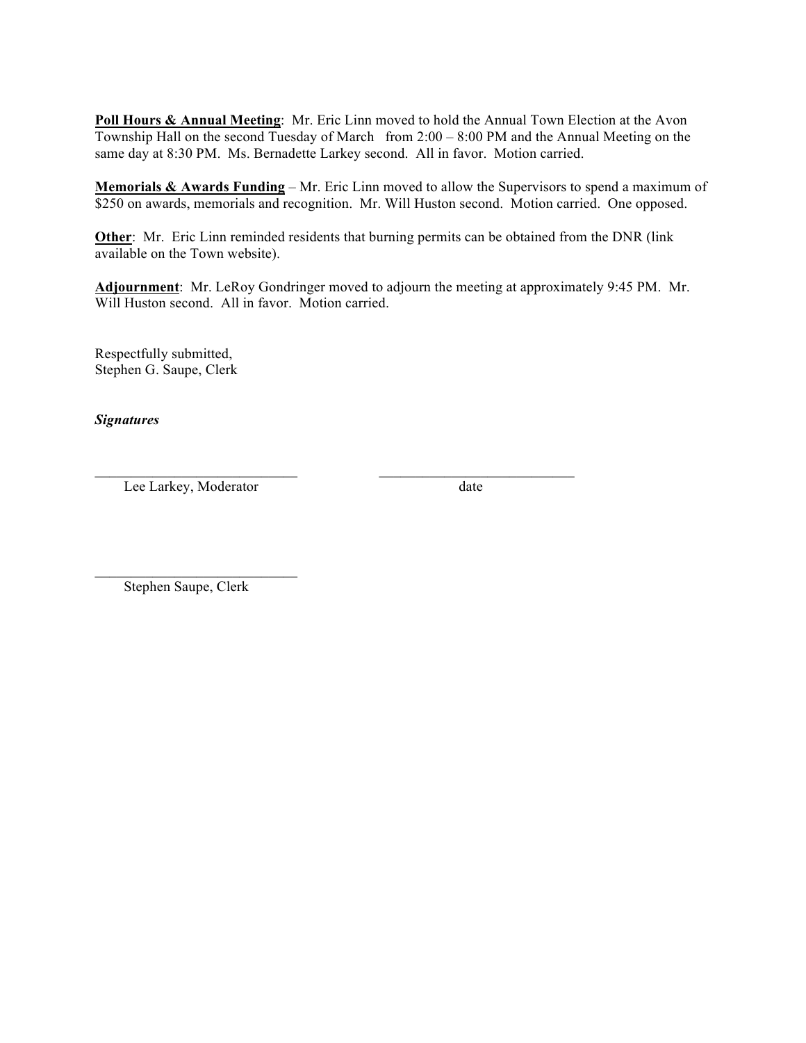**Poll Hours & Annual Meeting**: Mr. Eric Linn moved to hold the Annual Town Election at the Avon Township Hall on the second Tuesday of March from 2:00 – 8:00 PM and the Annual Meeting on the same day at 8:30 PM. Ms. Bernadette Larkey second. All in favor. Motion carried.

**Memorials & Awards Funding** – Mr. Eric Linn moved to allow the Supervisors to spend a maximum of $250 on awards, memorials and recognition. Mr. Will Huston second. Motion carried. One opposed.

**Other**: Mr. Eric Linn reminded residents that burning permits can be obtained from the DNR (link available on the Town website).

**Adjournment**: Mr. LeRoy Gondringer moved to adjourn the meeting at approximately 9:45 PM. Mr. Will Huston second. All in favor. Motion carried.

Respectfully submitted,
Stephen G. Saupe, Clerk

***Signatures***

______________________________ ______________________________
Lee Larkey, Moderator date

______________________________
Stephen Saupe, Clerk